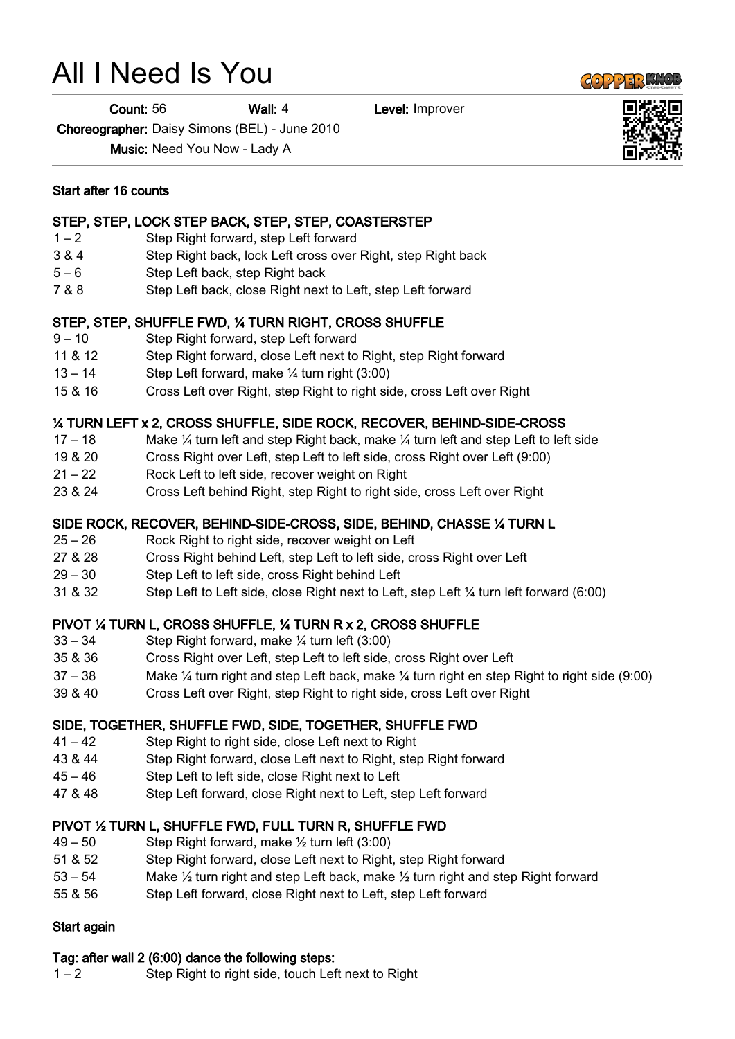# All I Need Is You

**Count:** 56 **Wall:** 4 **Level:** Improver

**Choreographer:** Daisy Simons (BEL) - June 2010

**Music:** Need You Now - Lady A

**Start after 16 counts**

**STEP, STEP, LOCK STEP BACK, STEP, STEP, COASTERSTEP**

| | |
|---|---|
| 1 – 2 | Step Right forward, step Left forward |
| 3 & 4 | Step Right back, lock Left cross over Right, step Right back |
| 5 – 6 | Step Left back, step Right back |
| 7 & 8 | Step Left back, close Right next to Left, step Left forward |

**STEP, STEP, SHUFFLE FWD, ¼ TURN RIGHT, CROSS SHUFFLE**

| | |
|---|---|
| 9 – 10 | Step Right forward, step Left forward |
| 11 & 12 | Step Right forward, close Left next to Right, step Right forward |
| 13 – 14 | Step Left forward, make ¼ turn right (3:00) |
| 15 & 16 | Cross Left over Right, step Right to right side, cross Left over Right |

**¼ TURN LEFT x 2, CROSS SHUFFLE, SIDE ROCK, RECOVER, BEHIND-SIDE-CROSS**

| | |
|---|---|
| 17 – 18 | Make ¼ turn left and step Right back, make ¼ turn left and step Left to left side |
| 19 & 20 | Cross Right over Left, step Left to left side, cross Right over Left (9:00) |
| 21 – 22 | Rock Left to left side, recover weight on Right |
| 23 & 24 | Cross Left behind Right, step Right to right side, cross Left over Right |

**SIDE ROCK, RECOVER, BEHIND-SIDE-CROSS, SIDE, BEHIND, CHASSE ¼ TURN L**

| | |
|---|---|
| 25 – 26 | Rock Right to right side, recover weight on Left |
| 27 & 28 | Cross Right behind Left, step Left to left side, cross Right over Left |
| 29 – 30 | Step Left to left side, cross Right behind Left |
| 31 & 32 | Step Left to Left side, close Right next to Left, step Left ¼ turn left forward (6:00) |

**PIVOT ¼ TURN L, CROSS SHUFFLE, ¼ TURN R x 2, CROSS SHUFFLE**

| | |
|---|---|
| 33 – 34 | Step Right forward, make ¼ turn left (3:00) |
| 35 & 36 | Cross Right over Left, step Left to left side, cross Right over Left |
| 37 – 38 | Make ¼ turn right and step Left back, make ¼ turn right en step Right to right side (9:00) |
| 39 & 40 | Cross Left over Right, step Right to right side, cross Left over Right |

**SIDE, TOGETHER, SHUFFLE FWD, SIDE, TOGETHER, SHUFFLE FWD**

| | |
|---|---|
| 41 – 42 | Step Right to right side, close Left next to Right |
| 43 & 44 | Step Right forward, close Left next to Right, step Right forward |
| 45 – 46 | Step Left to left side, close Right next to Left |
| 47 & 48 | Step Left forward, close Right next to Left, step Left forward |

**PIVOT ½ TURN L, SHUFFLE FWD, FULL TURN R, SHUFFLE FWD**

| | |
|---|---|
| 49 – 50 | Step Right forward, make ½ turn left (3:00) |
| 51 & 52 | Step Right forward, close Left next to Right, step Right forward |
| 53 – 54 | Make ½ turn right and step Left back, make ½ turn right and step Right forward |
| 55 & 56 | Step Left forward, close Right next to Left, step Left forward |

**Start again**

**Tag: after wall 2 (6:00) dance the following steps:**

| | |
|---|---|
| 1 – 2 | Step Right to right side, touch Left next to Right |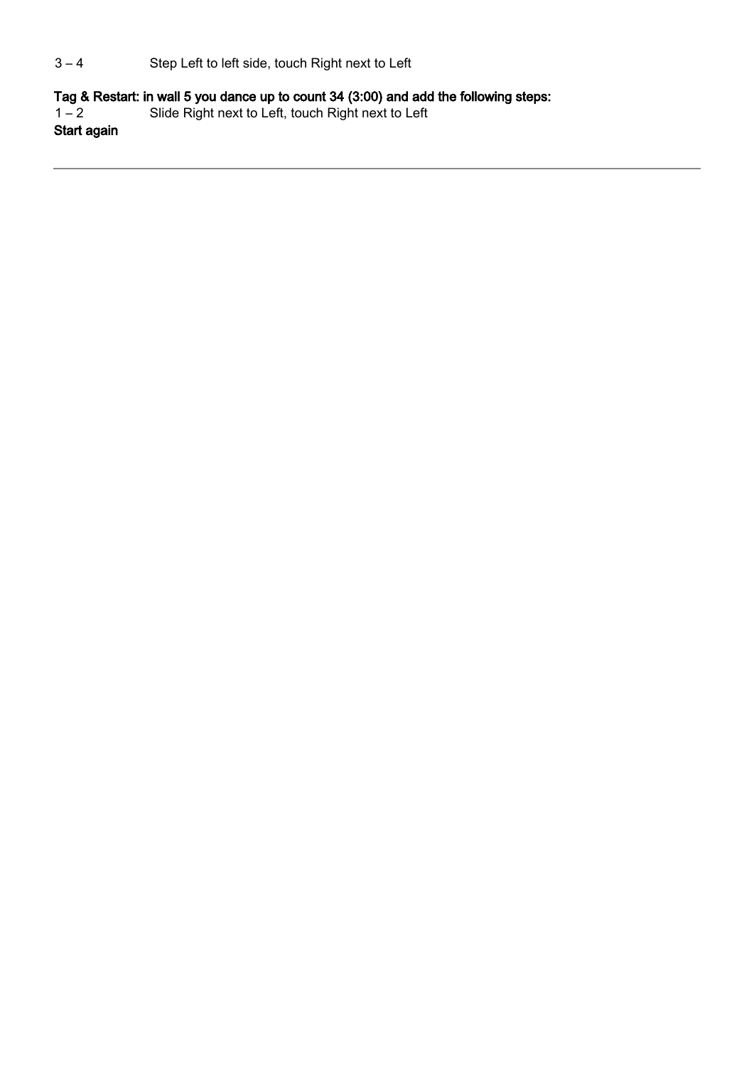3 – 4 Step Left to left side, touch Right next to Left

**Tag & Restart: in wall 5 you dance up to count 34 (3:00) and add the following steps:**

1 – 2 Slide Right next to Left, touch Right next to Left

**Start again**

---